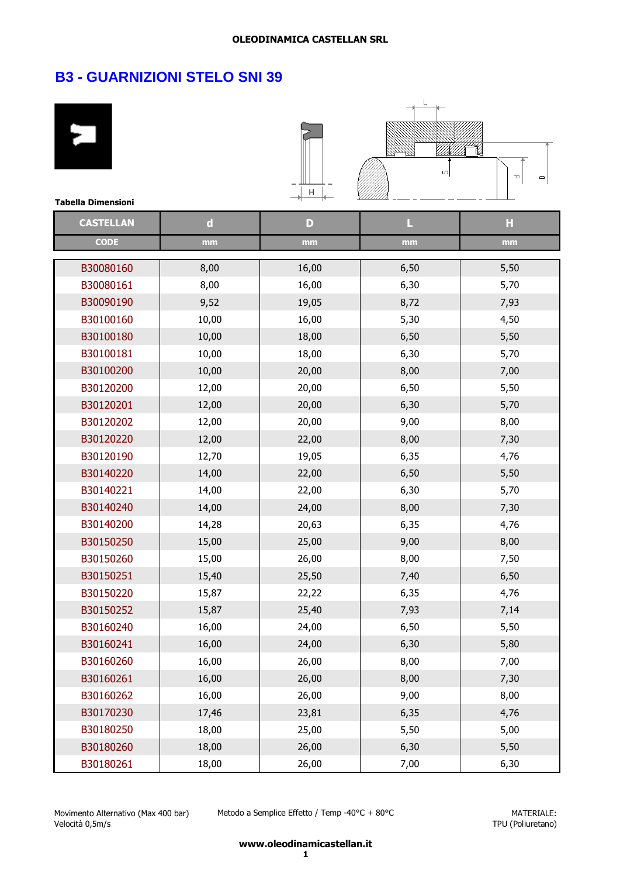OLEODINAMICA CASTELLAN SRL

# B3 - GUARNIZIONI STELO SNI 39

**Tabella Dimensioni**

| CASTELLAN | d | D | L | H |
|---|---|---|---|---|
| CODE | mm | mm | mm | mm |
| B30080160 | 8,00 | 16,00 | 6,50 | 5,50 |
| B30080161 | 8,00 | 16,00 | 6,30 | 5,70 |
| B30090190 | 9,52 | 19,05 | 8,72 | 7,93 |
| B30100160 | 10,00 | 16,00 | 5,30 | 4,50 |
| B30100180 | 10,00 | 18,00 | 6,50 | 5,50 |
| B30100181 | 10,00 | 18,00 | 6,30 | 5,70 |
| B30100200 | 10,00 | 20,00 | 8,00 | 7,00 |
| B30120200 | 12,00 | 20,00 | 6,50 | 5,50 |
| B30120201 | 12,00 | 20,00 | 6,30 | 5,70 |
| B30120202 | 12,00 | 20,00 | 9,00 | 8,00 |
| B30120220 | 12,00 | 22,00 | 8,00 | 7,30 |
| B30120190 | 12,70 | 19,05 | 6,35 | 4,76 |
| B30140220 | 14,00 | 22,00 | 6,50 | 5,50 |
| B30140221 | 14,00 | 22,00 | 6,30 | 5,70 |
| B30140240 | 14,00 | 24,00 | 8,00 | 7,30 |
| B30140200 | 14,28 | 20,63 | 6,35 | 4,76 |
| B30150250 | 15,00 | 25,00 | 9,00 | 8,00 |
| B30150260 | 15,00 | 26,00 | 8,00 | 7,50 |
| B30150251 | 15,40 | 25,50 | 7,40 | 6,50 |
| B30150220 | 15,87 | 22,22 | 6,35 | 4,76 |
| B30150252 | 15,87 | 25,40 | 7,93 | 7,14 |
| B30160240 | 16,00 | 24,00 | 6,50 | 5,50 |
| B30160241 | 16,00 | 24,00 | 6,30 | 5,80 |
| B30160260 | 16,00 | 26,00 | 8,00 | 7,00 |
| B30160261 | 16,00 | 26,00 | 8,00 | 7,30 |
| B30160262 | 16,00 | 26,00 | 9,00 | 8,00 |
| B30170230 | 17,46 | 23,81 | 6,35 | 4,76 |
| B30180250 | 18,00 | 25,00 | 5,50 | 5,00 |
| B30180260 | 18,00 | 26,00 | 6,30 | 5,50 |
| B30180261 | 18,00 | 26,00 | 7,00 | 6,30 |

Movimento Alternativo (Max 400 bar)
Velocità 0,5m/s

Metodo a Semplice Effetto / Temp -40°C + 80°C

MATERIALE:
TPU (Poliuretano)

**www.oleodinamicastellan.it**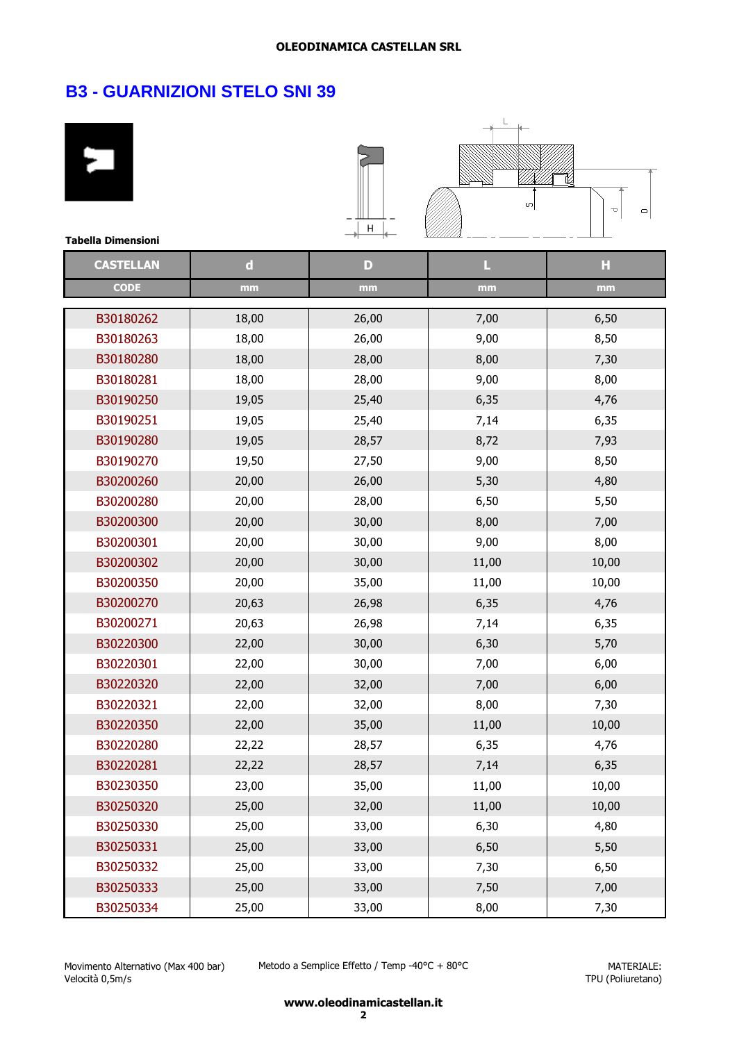**OLEODINAMICA CASTELLAN SRL**

# B3 - GUARNIZIONI STELO SNI 39

**Tabella Dimensioni**

| CASTELLAN | d | D | L | H |
|---|---|---|---|---|
| CODE | mm | mm | mm | mm |
| B30180262 | 18,00 | 26,00 | 7,00 | 6,50 |
| B30180263 | 18,00 | 26,00 | 9,00 | 8,50 |
| B30180280 | 18,00 | 28,00 | 8,00 | 7,30 |
| B30180281 | 18,00 | 28,00 | 9,00 | 8,00 |
| B30190250 | 19,05 | 25,40 | 6,35 | 4,76 |
| B30190251 | 19,05 | 25,40 | 7,14 | 6,35 |
| B30190280 | 19,05 | 28,57 | 8,72 | 7,93 |
| B30190270 | 19,50 | 27,50 | 9,00 | 8,50 |
| B30200260 | 20,00 | 26,00 | 5,30 | 4,80 |
| B30200280 | 20,00 | 28,00 | 6,50 | 5,50 |
| B30200300 | 20,00 | 30,00 | 8,00 | 7,00 |
| B30200301 | 20,00 | 30,00 | 9,00 | 8,00 |
| B30200302 | 20,00 | 30,00 | 11,00 | 10,00 |
| B30200350 | 20,00 | 35,00 | 11,00 | 10,00 |
| B30200270 | 20,63 | 26,98 | 6,35 | 4,76 |
| B30200271 | 20,63 | 26,98 | 7,14 | 6,35 |
| B30220300 | 22,00 | 30,00 | 6,30 | 5,70 |
| B30220301 | 22,00 | 30,00 | 7,00 | 6,00 |
| B30220320 | 22,00 | 32,00 | 7,00 | 6,00 |
| B30220321 | 22,00 | 32,00 | 8,00 | 7,30 |
| B30220350 | 22,00 | 35,00 | 11,00 | 10,00 |
| B30220280 | 22,22 | 28,57 | 6,35 | 4,76 |
| B30220281 | 22,22 | 28,57 | 7,14 | 6,35 |
| B30230350 | 23,00 | 35,00 | 11,00 | 10,00 |
| B30250320 | 25,00 | 32,00 | 11,00 | 10,00 |
| B30250330 | 25,00 | 33,00 | 6,30 | 4,80 |
| B30250331 | 25,00 | 33,00 | 6,50 | 5,50 |
| B30250332 | 25,00 | 33,00 | 7,30 | 6,50 |
| B30250333 | 25,00 | 33,00 | 7,50 | 7,00 |
| B30250334 | 25,00 | 33,00 | 8,00 | 7,30 |

Movimento Alternativo (Max 400 bar)
Velocità 0,5m/s

Metodo a Semplice Effetto / Temp -40°C + 80°C

MATERIALE:
TPU (Poliuretano)

**www.oleodinamicastellan.it**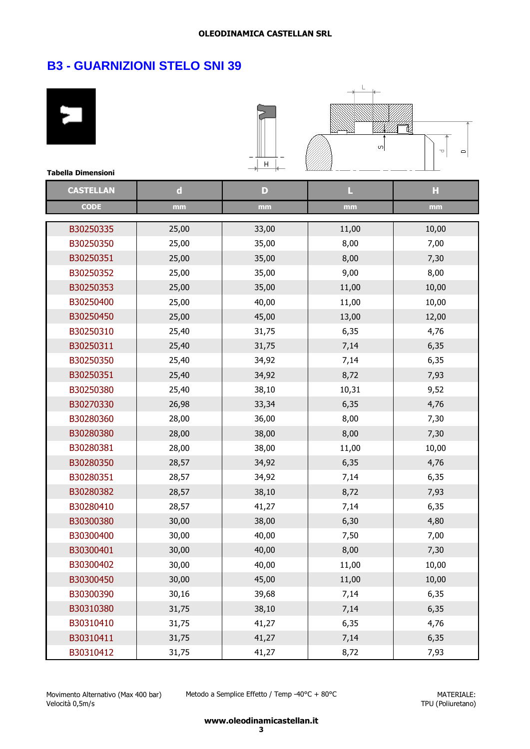## B3 - GUARNIZIONI STELO SNI 39

**Tabella Dimensioni**

| CASTELLAN | d | D | L | H |
|---|---|---|---|---|
| CODE | mm | mm | mm | mm |
| B30250335 | 25,00 | 33,00 | 11,00 | 10,00 |
| B30250350 | 25,00 | 35,00 | 8,00 | 7,00 |
| B30250351 | 25,00 | 35,00 | 8,00 | 7,30 |
| B30250352 | 25,00 | 35,00 | 9,00 | 8,00 |
| B30250353 | 25,00 | 35,00 | 11,00 | 10,00 |
| B30250400 | 25,00 | 40,00 | 11,00 | 10,00 |
| B30250450 | 25,00 | 45,00 | 13,00 | 12,00 |
| B30250310 | 25,40 | 31,75 | 6,35 | 4,76 |
| B30250311 | 25,40 | 31,75 | 7,14 | 6,35 |
| B30250350 | 25,40 | 34,92 | 7,14 | 6,35 |
| B30250351 | 25,40 | 34,92 | 8,72 | 7,93 |
| B30250380 | 25,40 | 38,10 | 10,31 | 9,52 |
| B30270330 | 26,98 | 33,34 | 6,35 | 4,76 |
| B30280360 | 28,00 | 36,00 | 8,00 | 7,30 |
| B30280380 | 28,00 | 38,00 | 8,00 | 7,30 |
| B30280381 | 28,00 | 38,00 | 11,00 | 10,00 |
| B30280350 | 28,57 | 34,92 | 6,35 | 4,76 |
| B30280351 | 28,57 | 34,92 | 7,14 | 6,35 |
| B30280382 | 28,57 | 38,10 | 8,72 | 7,93 |
| B30280410 | 28,57 | 41,27 | 7,14 | 6,35 |
| B30300380 | 30,00 | 38,00 | 6,30 | 4,80 |
| B30300400 | 30,00 | 40,00 | 7,50 | 7,00 |
| B30300401 | 30,00 | 40,00 | 8,00 | 7,30 |
| B30300402 | 30,00 | 40,00 | 11,00 | 10,00 |
| B30300450 | 30,00 | 45,00 | 11,00 | 10,00 |
| B30300390 | 30,16 | 39,68 | 7,14 | 6,35 |
| B30310380 | 31,75 | 38,10 | 7,14 | 6,35 |
| B30310410 | 31,75 | 41,27 | 6,35 | 4,76 |
| B30310411 | 31,75 | 41,27 | 7,14 | 6,35 |
| B30310412 | 31,75 | 41,27 | 8,72 | 7,93 |

Movimento Alternativo (Max 400 bar)
Velocità 0,5m/s

Metodo a Semplice Effetto / Temp -40°C + 80°C

MATERIALE:
TPU (Poliuretano)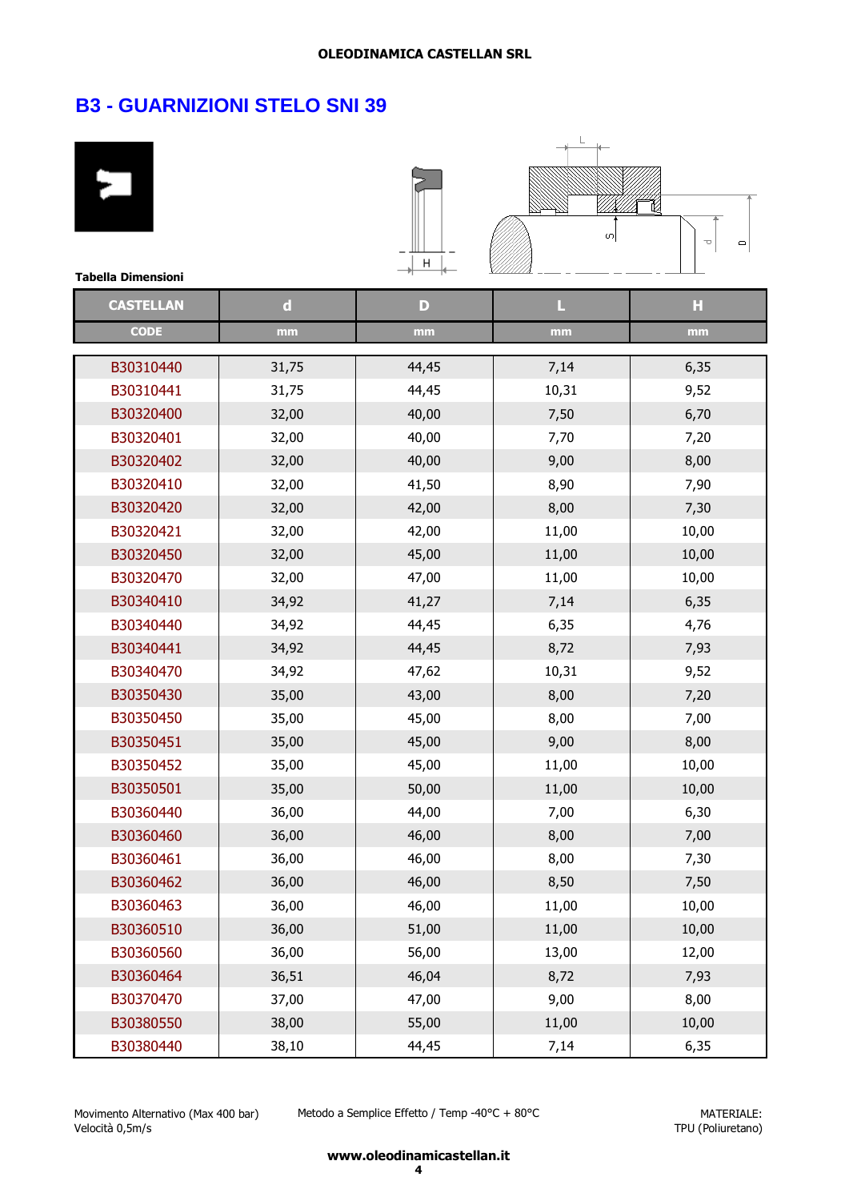## B3 - GUARNIZIONI STELO SNI 39

**Tabella Dimensioni**

| CASTELLAN | d | D | L | H |
|---|---|---|---|---|
| CODE | mm | mm | mm | mm |
| B30310440 | 31,75 | 44,45 | 7,14 | 6,35 |
| B30310441 | 31,75 | 44,45 | 10,31 | 9,52 |
| B30320400 | 32,00 | 40,00 | 7,50 | 6,70 |
| B30320401 | 32,00 | 40,00 | 7,70 | 7,20 |
| B30320402 | 32,00 | 40,00 | 9,00 | 8,00 |
| B30320410 | 32,00 | 41,50 | 8,90 | 7,90 |
| B30320420 | 32,00 | 42,00 | 8,00 | 7,30 |
| B30320421 | 32,00 | 42,00 | 11,00 | 10,00 |
| B30320450 | 32,00 | 45,00 | 11,00 | 10,00 |
| B30320470 | 32,00 | 47,00 | 11,00 | 10,00 |
| B30340410 | 34,92 | 41,27 | 7,14 | 6,35 |
| B30340440 | 34,92 | 44,45 | 6,35 | 4,76 |
| B30340441 | 34,92 | 44,45 | 8,72 | 7,93 |
| B30340470 | 34,92 | 47,62 | 10,31 | 9,52 |
| B30350430 | 35,00 | 43,00 | 8,00 | 7,20 |
| B30350450 | 35,00 | 45,00 | 8,00 | 7,00 |
| B30350451 | 35,00 | 45,00 | 9,00 | 8,00 |
| B30350452 | 35,00 | 45,00 | 11,00 | 10,00 |
| B30350501 | 35,00 | 50,00 | 11,00 | 10,00 |
| B30360440 | 36,00 | 44,00 | 7,00 | 6,30 |
| B30360460 | 36,00 | 46,00 | 8,00 | 7,00 |
| B30360461 | 36,00 | 46,00 | 8,00 | 7,30 |
| B30360462 | 36,00 | 46,00 | 8,50 | 7,50 |
| B30360463 | 36,00 | 46,00 | 11,00 | 10,00 |
| B30360510 | 36,00 | 51,00 | 11,00 | 10,00 |
| B30360560 | 36,00 | 56,00 | 13,00 | 12,00 |
| B30360464 | 36,51 | 46,04 | 8,72 | 7,93 |
| B30370470 | 37,00 | 47,00 | 9,00 | 8,00 |
| B30380550 | 38,00 | 55,00 | 11,00 | 10,00 |
| B30380440 | 38,10 | 44,45 | 7,14 | 6,35 |

Movimento Alternativo (Max 400 bar)
Velocità 0,5m/s

Metodo a Semplice Effetto / Temp -40°C + 80°C

MATERIALE:
TPU (Poliuretano)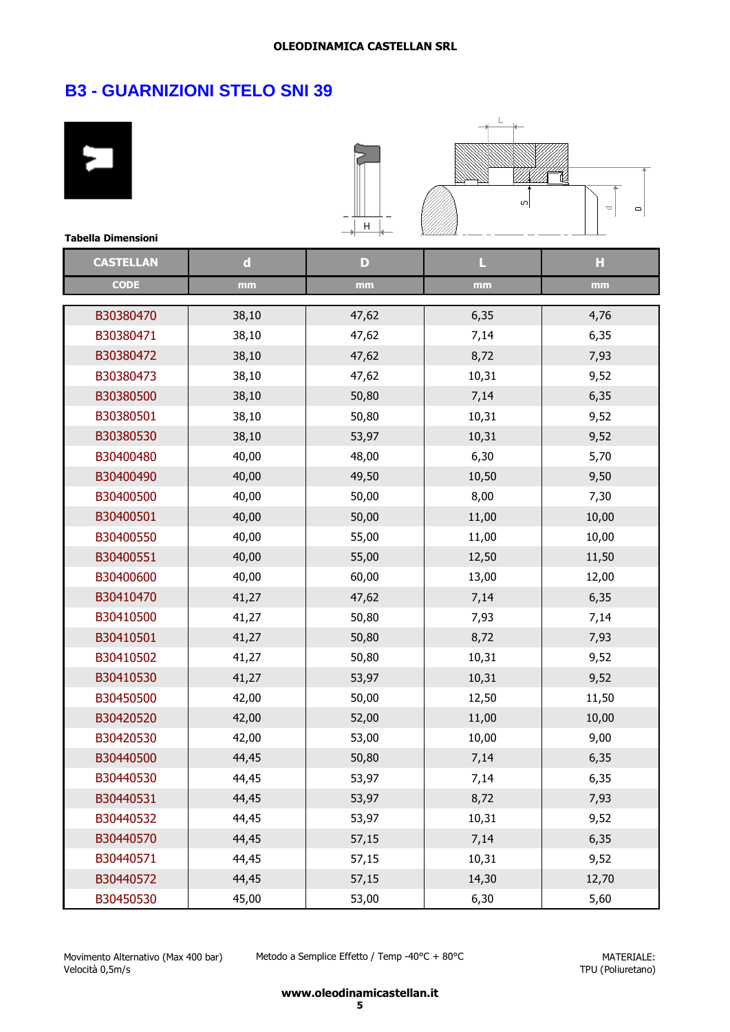OLEODINAMICA CASTELLAN SRL

# B3 - GUARNIZIONI STELO SNI 39

Tabella Dimensioni

| CASTELLAN CODE | d mm | D mm | L mm | H mm |
|---|---|---|---|---|
| B30380470 | 38,10 | 47,62 | 6,35 | 4,76 |
| B30380471 | 38,10 | 47,62 | 7,14 | 6,35 |
| B30380472 | 38,10 | 47,62 | 8,72 | 7,93 |
| B30380473 | 38,10 | 47,62 | 10,31 | 9,52 |
| B30380500 | 38,10 | 50,80 | 7,14 | 6,35 |
| B30380501 | 38,10 | 50,80 | 10,31 | 9,52 |
| B30380530 | 38,10 | 53,97 | 10,31 | 9,52 |
| B30400480 | 40,00 | 48,00 | 6,30 | 5,70 |
| B30400490 | 40,00 | 49,50 | 10,50 | 9,50 |
| B30400500 | 40,00 | 50,00 | 8,00 | 7,30 |
| B30400501 | 40,00 | 50,00 | 11,00 | 10,00 |
| B30400550 | 40,00 | 55,00 | 11,00 | 10,00 |
| B30400551 | 40,00 | 55,00 | 12,50 | 11,50 |
| B30400600 | 40,00 | 60,00 | 13,00 | 12,00 |
| B30410470 | 41,27 | 47,62 | 7,14 | 6,35 |
| B30410500 | 41,27 | 50,80 | 7,93 | 7,14 |
| B30410501 | 41,27 | 50,80 | 8,72 | 7,93 |
| B30410502 | 41,27 | 50,80 | 10,31 | 9,52 |
| B30410530 | 41,27 | 53,97 | 10,31 | 9,52 |
| B30450500 | 42,00 | 50,00 | 12,50 | 11,50 |
| B30420520 | 42,00 | 52,00 | 11,00 | 10,00 |
| B30420530 | 42,00 | 53,00 | 10,00 | 9,00 |
| B30440500 | 44,45 | 50,80 | 7,14 | 6,35 |
| B30440530 | 44,45 | 53,97 | 7,14 | 6,35 |
| B30440531 | 44,45 | 53,97 | 8,72 | 7,93 |
| B30440532 | 44,45 | 53,97 | 10,31 | 9,52 |
| B30440570 | 44,45 | 57,15 | 7,14 | 6,35 |
| B30440571 | 44,45 | 57,15 | 10,31 | 9,52 |
| B30440572 | 44,45 | 57,15 | 14,30 | 12,70 |
| B30450530 | 45,00 | 53,00 | 6,30 | 5,60 |

Movimento Alternativo (Max 400 bar)
Velocità 0,5m/s

Metodo a Semplice Effetto / Temp -40°C + 80°C

MATERIALE:
TPU (Poliuretano)

www.oleodinamicastellan.it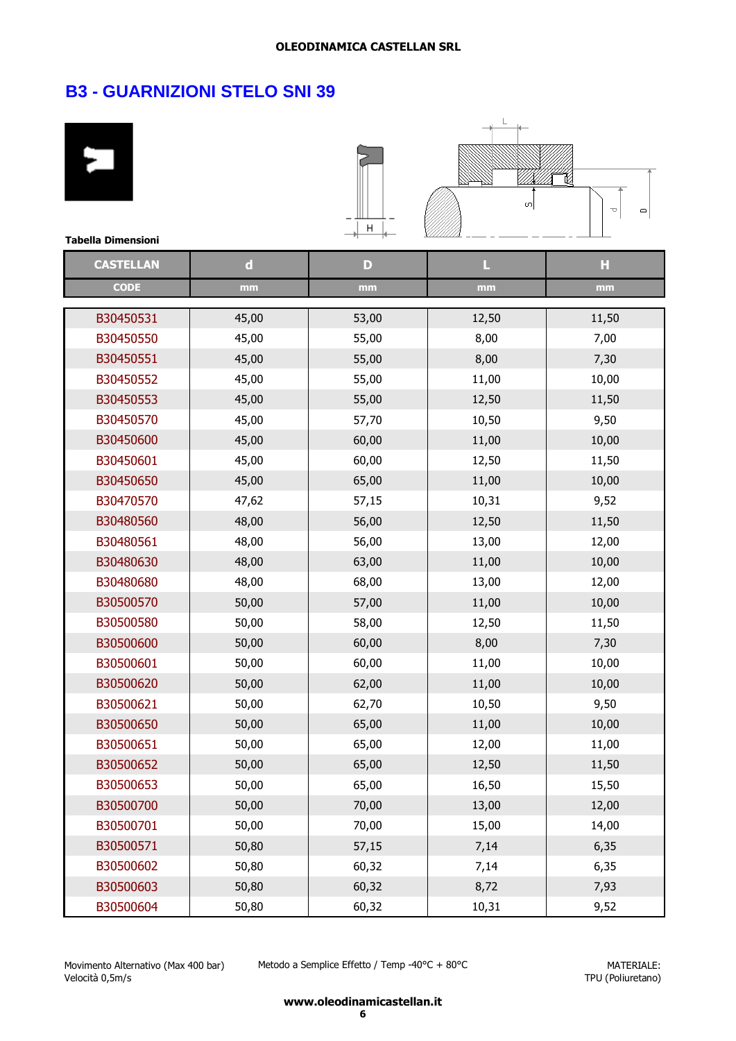**OLEODINAMICA CASTELLAN SRL**

# B3 - GUARNIZIONI STELO SNI 39

**Tabella Dimensioni**

| CASTELLAN | d | D | L | H |
|---|---|---|---|---|
| CODE | mm | mm | mm | mm |
| B30450531 | 45,00 | 53,00 | 12,50 | 11,50 |
| B30450550 | 45,00 | 55,00 | 8,00 | 7,00 |
| B30450551 | 45,00 | 55,00 | 8,00 | 7,30 |
| B30450552 | 45,00 | 55,00 | 11,00 | 10,00 |
| B30450553 | 45,00 | 55,00 | 12,50 | 11,50 |
| B30450570 | 45,00 | 57,70 | 10,50 | 9,50 |
| B30450600 | 45,00 | 60,00 | 11,00 | 10,00 |
| B30450601 | 45,00 | 60,00 | 12,50 | 11,50 |
| B30450650 | 45,00 | 65,00 | 11,00 | 10,00 |
| B30470570 | 47,62 | 57,15 | 10,31 | 9,52 |
| B30480560 | 48,00 | 56,00 | 12,50 | 11,50 |
| B30480561 | 48,00 | 56,00 | 13,00 | 12,00 |
| B30480630 | 48,00 | 63,00 | 11,00 | 10,00 |
| B30480680 | 48,00 | 68,00 | 13,00 | 12,00 |
| B30500570 | 50,00 | 57,00 | 11,00 | 10,00 |
| B30500580 | 50,00 | 58,00 | 12,50 | 11,50 |
| B30500600 | 50,00 | 60,00 | 8,00 | 7,30 |
| B30500601 | 50,00 | 60,00 | 11,00 | 10,00 |
| B30500620 | 50,00 | 62,00 | 11,00 | 10,00 |
| B30500621 | 50,00 | 62,70 | 10,50 | 9,50 |
| B30500650 | 50,00 | 65,00 | 11,00 | 10,00 |
| B30500651 | 50,00 | 65,00 | 12,00 | 11,00 |
| B30500652 | 50,00 | 65,00 | 12,50 | 11,50 |
| B30500653 | 50,00 | 65,00 | 16,50 | 15,50 |
| B30500700 | 50,00 | 70,00 | 13,00 | 12,00 |
| B30500701 | 50,00 | 70,00 | 15,00 | 14,00 |
| B30500571 | 50,80 | 57,15 | 7,14 | 6,35 |
| B30500602 | 50,80 | 60,32 | 7,14 | 6,35 |
| B30500603 | 50,80 | 60,32 | 8,72 | 7,93 |
| B30500604 | 50,80 | 60,32 | 10,31 | 9,52 |

Movimento Alternativo (Max 400 bar)
Velocità 0,5m/s

Metodo a Semplice Effetto / Temp -40°C + 80°C

MATERIALE:
TPU (Poliuretano)

**www.oleodinamicastellan.it**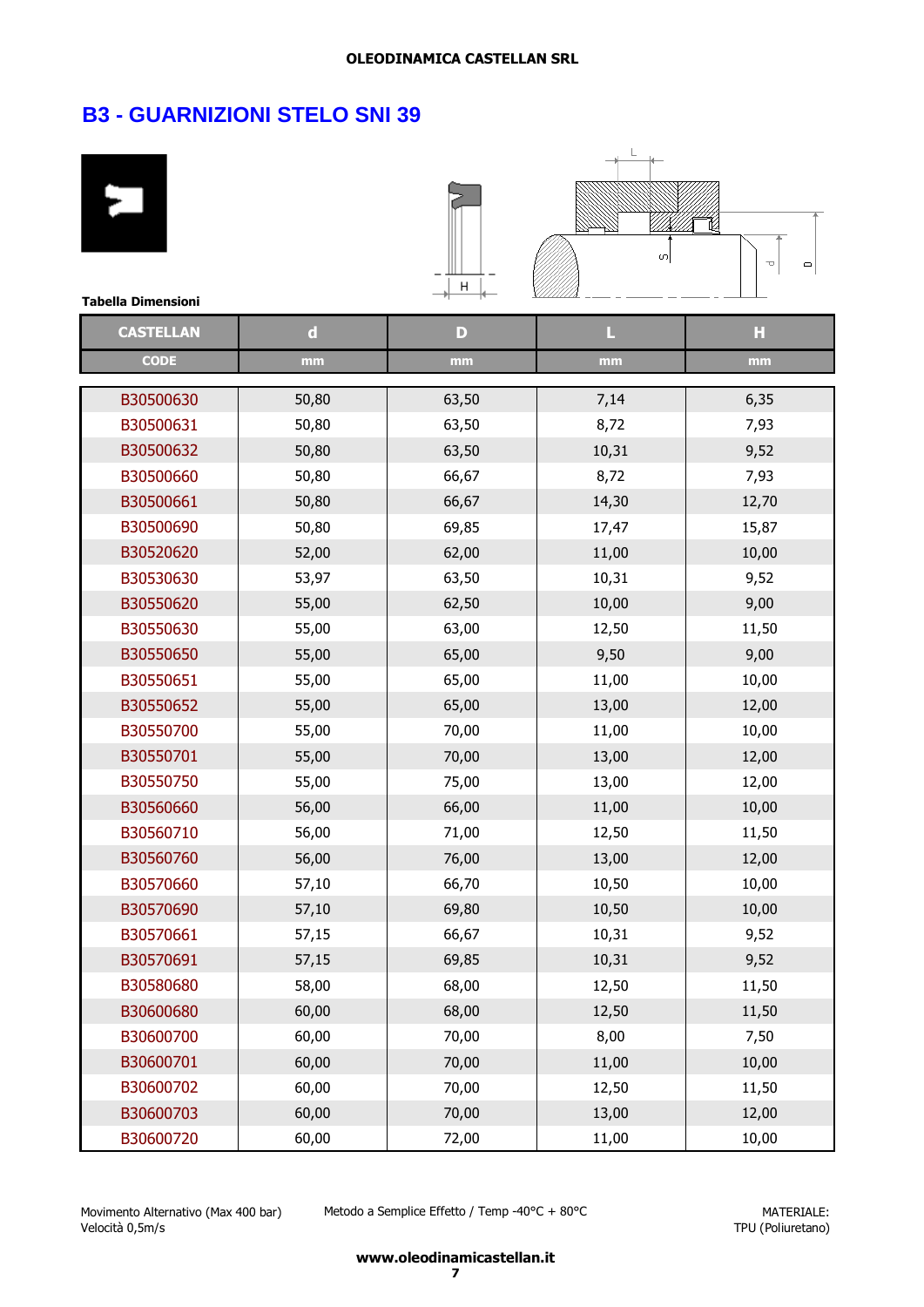# B3 - GUARNIZIONI STELO SNI 39

Tabella Dimensioni

| CASTELLAN | d | D | L | H |
|---|---|---|---|---|
| CODE | mm | mm | mm | mm |
| B30500630 | 50,80 | 63,50 | 7,14 | 6,35 |
| B30500631 | 50,80 | 63,50 | 8,72 | 7,93 |
| B30500632 | 50,80 | 63,50 | 10,31 | 9,52 |
| B30500660 | 50,80 | 66,67 | 8,72 | 7,93 |
| B30500661 | 50,80 | 66,67 | 14,30 | 12,70 |
| B30500690 | 50,80 | 69,85 | 17,47 | 15,87 |
| B30520620 | 52,00 | 62,00 | 11,00 | 10,00 |
| B30530630 | 53,97 | 63,50 | 10,31 | 9,52 |
| B30550620 | 55,00 | 62,50 | 10,00 | 9,00 |
| B30550630 | 55,00 | 63,00 | 12,50 | 11,50 |
| B30550650 | 55,00 | 65,00 | 9,50 | 9,00 |
| B30550651 | 55,00 | 65,00 | 11,00 | 10,00 |
| B30550652 | 55,00 | 65,00 | 13,00 | 12,00 |
| B30550700 | 55,00 | 70,00 | 11,00 | 10,00 |
| B30550701 | 55,00 | 70,00 | 13,00 | 12,00 |
| B30550750 | 55,00 | 75,00 | 13,00 | 12,00 |
| B30560660 | 56,00 | 66,00 | 11,00 | 10,00 |
| B30560710 | 56,00 | 71,00 | 12,50 | 11,50 |
| B30560760 | 56,00 | 76,00 | 13,00 | 12,00 |
| B30570660 | 57,10 | 66,70 | 10,50 | 10,00 |
| B30570690 | 57,10 | 69,80 | 10,50 | 10,00 |
| B30570661 | 57,15 | 66,67 | 10,31 | 9,52 |
| B30570691 | 57,15 | 69,85 | 10,31 | 9,52 |
| B30580680 | 58,00 | 68,00 | 12,50 | 11,50 |
| B30600680 | 60,00 | 68,00 | 12,50 | 11,50 |
| B30600700 | 60,00 | 70,00 | 8,00 | 7,50 |
| B30600701 | 60,00 | 70,00 | 11,00 | 10,00 |
| B30600702 | 60,00 | 70,00 | 12,50 | 11,50 |
| B30600703 | 60,00 | 70,00 | 13,00 | 12,00 |
| B30600720 | 60,00 | 72,00 | 11,00 | 10,00 |

Movimento Alternativo (Max 400 bar)
Velocità 0,5m/s

Metodo a Semplice Effetto / Temp -40°C + 80°C

MATERIALE:
TPU (Poliuretano)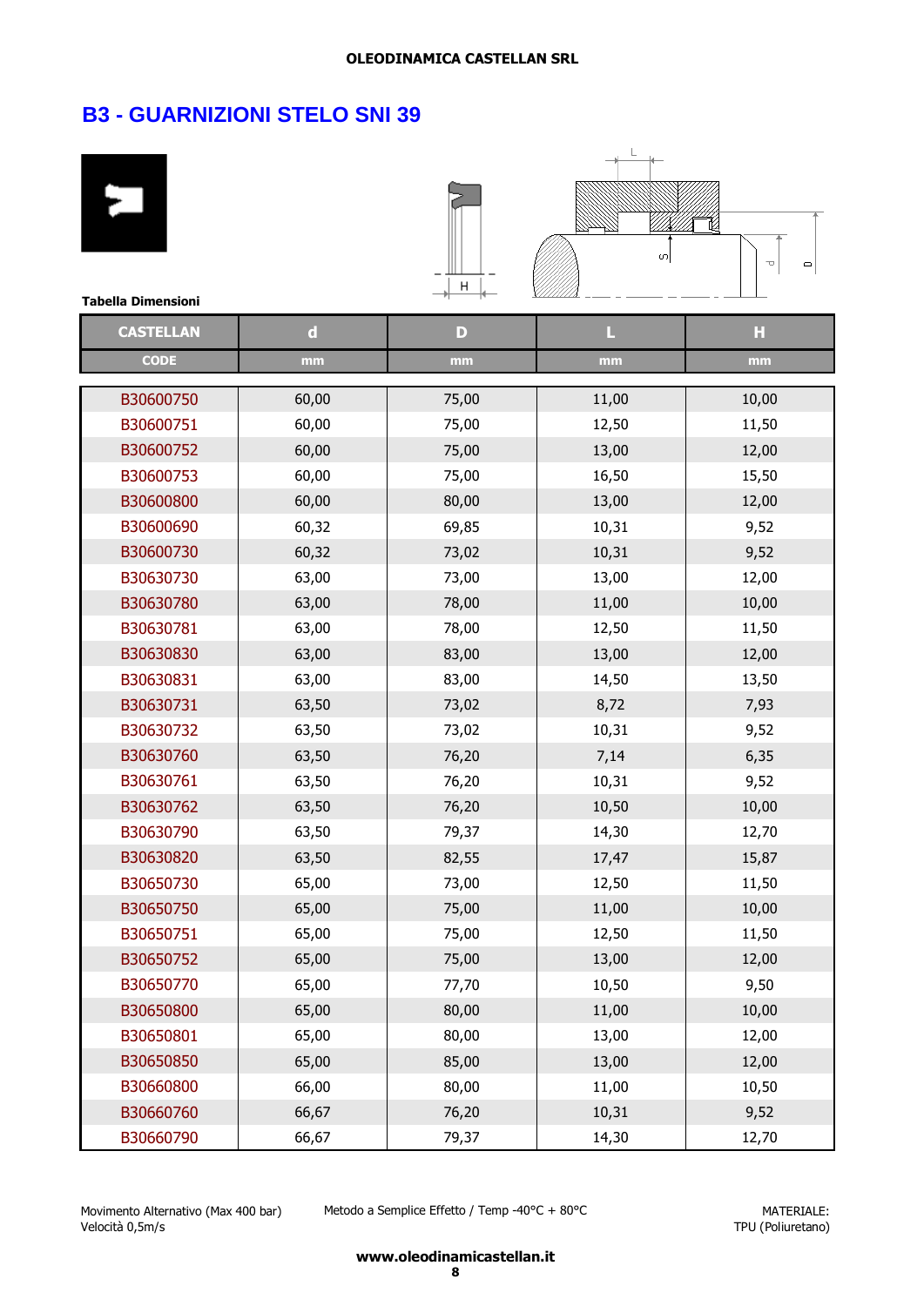OLEODINAMICA CASTELLAN SRL

## B3 - GUARNIZIONI STELO SNI 39

**Tabella Dimensioni**

| CASTELLAN | d | D | L | H |
|---|---|---|---|---|
| CODE | mm | mm | mm | mm |
| B30600750 | 60,00 | 75,00 | 11,00 | 10,00 |
| B30600751 | 60,00 | 75,00 | 12,50 | 11,50 |
| B30600752 | 60,00 | 75,00 | 13,00 | 12,00 |
| B30600753 | 60,00 | 75,00 | 16,50 | 15,50 |
| B30600800 | 60,00 | 80,00 | 13,00 | 12,00 |
| B30600690 | 60,32 | 69,85 | 10,31 | 9,52 |
| B30600730 | 60,32 | 73,02 | 10,31 | 9,52 |
| B30630730 | 63,00 | 73,00 | 13,00 | 12,00 |
| B30630780 | 63,00 | 78,00 | 11,00 | 10,00 |
| B30630781 | 63,00 | 78,00 | 12,50 | 11,50 |
| B30630830 | 63,00 | 83,00 | 13,00 | 12,00 |
| B30630831 | 63,00 | 83,00 | 14,50 | 13,50 |
| B30630731 | 63,50 | 73,02 | 8,72 | 7,93 |
| B30630732 | 63,50 | 73,02 | 10,31 | 9,52 |
| B30630760 | 63,50 | 76,20 | 7,14 | 6,35 |
| B30630761 | 63,50 | 76,20 | 10,31 | 9,52 |
| B30630762 | 63,50 | 76,20 | 10,50 | 10,00 |
| B30630790 | 63,50 | 79,37 | 14,30 | 12,70 |
| B30630820 | 63,50 | 82,55 | 17,47 | 15,87 |
| B30650730 | 65,00 | 73,00 | 12,50 | 11,50 |
| B30650750 | 65,00 | 75,00 | 11,00 | 10,00 |
| B30650751 | 65,00 | 75,00 | 12,50 | 11,50 |
| B30650752 | 65,00 | 75,00 | 13,00 | 12,00 |
| B30650770 | 65,00 | 77,70 | 10,50 | 9,50 |
| B30650800 | 65,00 | 80,00 | 11,00 | 10,00 |
| B30650801 | 65,00 | 80,00 | 13,00 | 12,00 |
| B30650850 | 65,00 | 85,00 | 13,00 | 12,00 |
| B30660800 | 66,00 | 80,00 | 11,00 | 10,50 |
| B30660760 | 66,67 | 76,20 | 10,31 | 9,52 |
| B30660790 | 66,67 | 79,37 | 14,30 | 12,70 |

Movimento Alternativo (Max 400 bar)
Velocità 0,5m/s

Metodo a Semplice Effetto / Temp -40°C + 80°C

MATERIALE:
TPU (Poliuretano)

www.oleodinamicastellan.it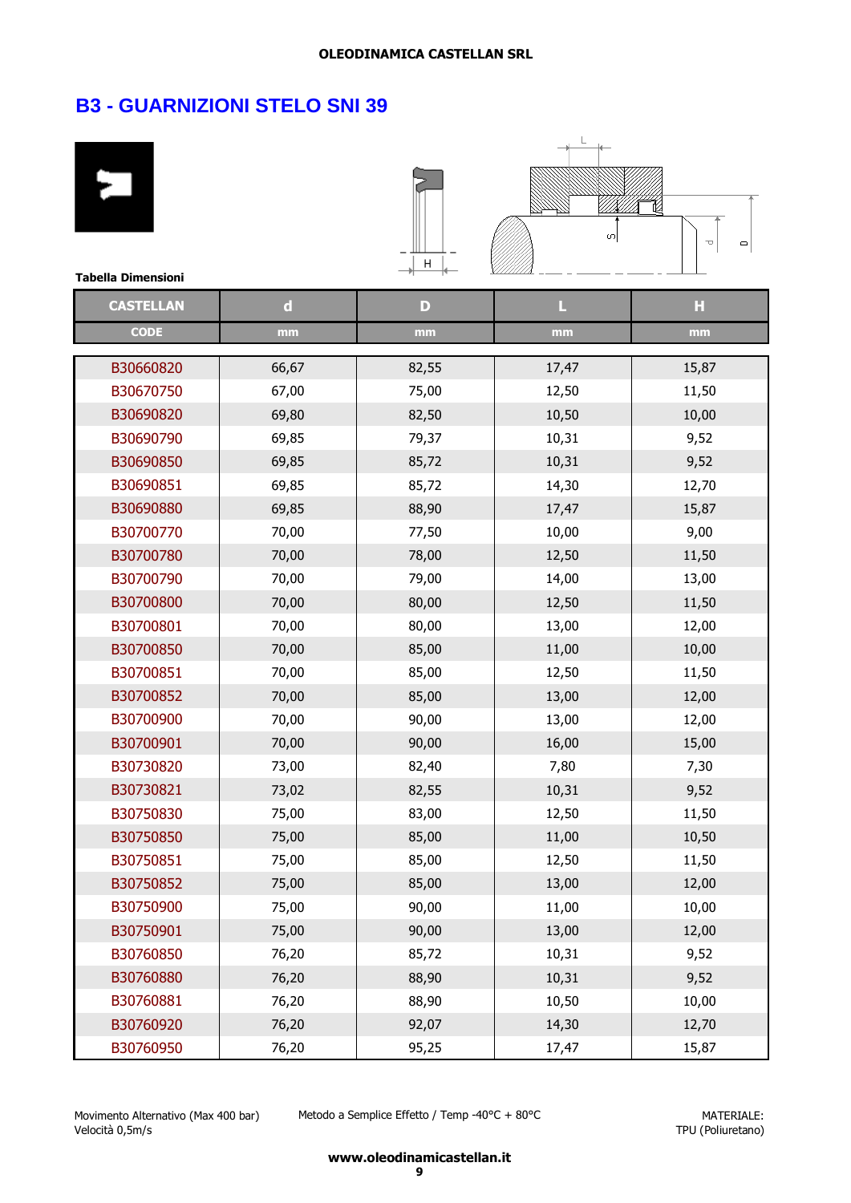# B3 - GUARNIZIONI STELO SNI 39

**Tabella Dimensioni**

| CASTELLAN | d | D | L | H |
|---|---|---|---|---|
| CODE | mm | mm | mm | mm |
| B30660820 | 66,67 | 82,55 | 17,47 | 15,87 |
| B30670750 | 67,00 | 75,00 | 12,50 | 11,50 |
| B30690820 | 69,80 | 82,50 | 10,50 | 10,00 |
| B30690790 | 69,85 | 79,37 | 10,31 | 9,52 |
| B30690850 | 69,85 | 85,72 | 10,31 | 9,52 |
| B30690851 | 69,85 | 85,72 | 14,30 | 12,70 |
| B30690880 | 69,85 | 88,90 | 17,47 | 15,87 |
| B30700770 | 70,00 | 77,50 | 10,00 | 9,00 |
| B30700780 | 70,00 | 78,00 | 12,50 | 11,50 |
| B30700790 | 70,00 | 79,00 | 14,00 | 13,00 |
| B30700800 | 70,00 | 80,00 | 12,50 | 11,50 |
| B30700801 | 70,00 | 80,00 | 13,00 | 12,00 |
| B30700850 | 70,00 | 85,00 | 11,00 | 10,00 |
| B30700851 | 70,00 | 85,00 | 12,50 | 11,50 |
| B30700852 | 70,00 | 85,00 | 13,00 | 12,00 |
| B30700900 | 70,00 | 90,00 | 13,00 | 12,00 |
| B30700901 | 70,00 | 90,00 | 16,00 | 15,00 |
| B30730820 | 73,00 | 82,40 | 7,80 | 7,30 |
| B30730821 | 73,02 | 82,55 | 10,31 | 9,52 |
| B30750830 | 75,00 | 83,00 | 12,50 | 11,50 |
| B30750850 | 75,00 | 85,00 | 11,00 | 10,50 |
| B30750851 | 75,00 | 85,00 | 12,50 | 11,50 |
| B30750852 | 75,00 | 85,00 | 13,00 | 12,00 |
| B30750900 | 75,00 | 90,00 | 11,00 | 10,00 |
| B30750901 | 75,00 | 90,00 | 13,00 | 12,00 |
| B30760850 | 76,20 | 85,72 | 10,31 | 9,52 |
| B30760880 | 76,20 | 88,90 | 10,31 | 9,52 |
| B30760881 | 76,20 | 88,90 | 10,50 | 10,00 |
| B30760920 | 76,20 | 92,07 | 14,30 | 12,70 |
| B30760950 | 76,20 | 95,25 | 17,47 | 15,87 |

Movimento Alternativo (Max 400 bar)
Velocità 0,5m/s

Metodo a Semplice Effetto / Temp -40°C + 80°C

MATERIALE:
TPU (Poliuretano)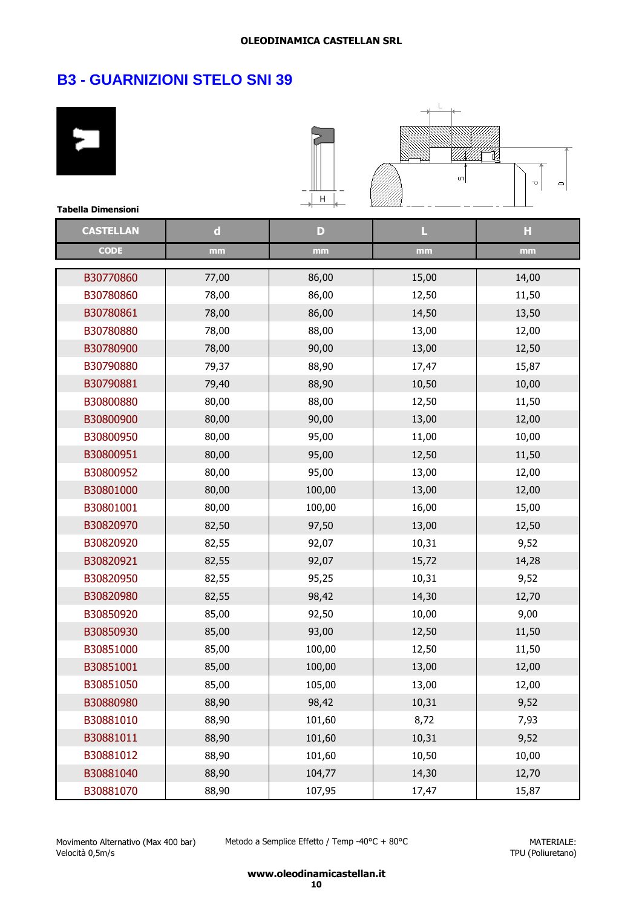OLEODINAMICA CASTELLAN SRL

# B3 - GUARNIZIONI STELO SNI 39

**Tabella Dimensioni**

| CASTELLAN | d | D | L | H |
|---|---|---|---|---|
| CODE | mm | mm | mm | mm |
| B30770860 | 77,00 | 86,00 | 15,00 | 14,00 |
| B30780860 | 78,00 | 86,00 | 12,50 | 11,50 |
| B30780861 | 78,00 | 86,00 | 14,50 | 13,50 |
| B30780880 | 78,00 | 88,00 | 13,00 | 12,00 |
| B30780900 | 78,00 | 90,00 | 13,00 | 12,50 |
| B30790880 | 79,37 | 88,90 | 17,47 | 15,87 |
| B30790881 | 79,40 | 88,90 | 10,50 | 10,00 |
| B30800880 | 80,00 | 88,00 | 12,50 | 11,50 |
| B30800900 | 80,00 | 90,00 | 13,00 | 12,00 |
| B30800950 | 80,00 | 95,00 | 11,00 | 10,00 |
| B30800951 | 80,00 | 95,00 | 12,50 | 11,50 |
| B30800952 | 80,00 | 95,00 | 13,00 | 12,00 |
| B30801000 | 80,00 | 100,00 | 13,00 | 12,00 |
| B30801001 | 80,00 | 100,00 | 16,00 | 15,00 |
| B30820970 | 82,50 | 97,50 | 13,00 | 12,50 |
| B30820920 | 82,55 | 92,07 | 10,31 | 9,52 |
| B30820921 | 82,55 | 92,07 | 15,72 | 14,28 |
| B30820950 | 82,55 | 95,25 | 10,31 | 9,52 |
| B30820980 | 82,55 | 98,42 | 14,30 | 12,70 |
| B30850920 | 85,00 | 92,50 | 10,00 | 9,00 |
| B30850930 | 85,00 | 93,00 | 12,50 | 11,50 |
| B30851000 | 85,00 | 100,00 | 12,50 | 11,50 |
| B30851001 | 85,00 | 100,00 | 13,00 | 12,00 |
| B30851050 | 85,00 | 105,00 | 13,00 | 12,00 |
| B30880980 | 88,90 | 98,42 | 10,31 | 9,52 |
| B30881010 | 88,90 | 101,60 | 8,72 | 7,93 |
| B30881011 | 88,90 | 101,60 | 10,31 | 9,52 |
| B30881012 | 88,90 | 101,60 | 10,50 | 10,00 |
| B30881040 | 88,90 | 104,77 | 14,30 | 12,70 |
| B30881070 | 88,90 | 107,95 | 17,47 | 15,87 |

Movimento Alternativo (Max 400 bar)
Velocità 0,5m/s

Metodo a Semplice Effetto / Temp -40°C + 80°C

MATERIALE:
TPU (Poliuretano)

www.oleodinamicastellan.it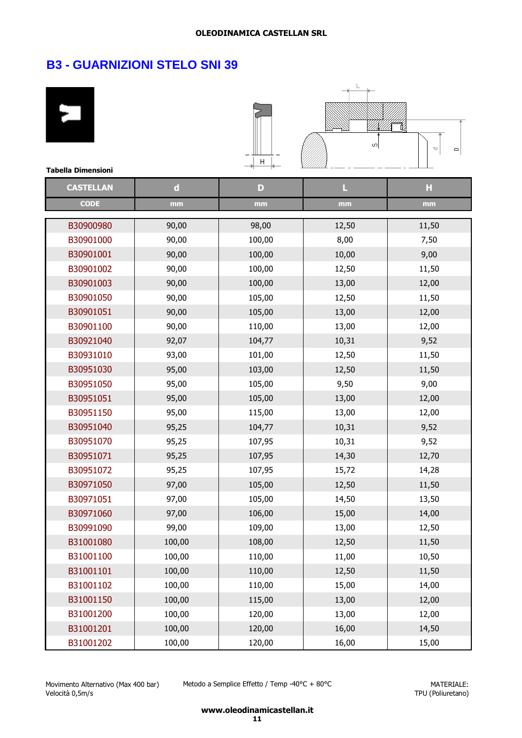## B3 - GUARNIZIONI STELO SNI 39

**Tabella Dimensioni**

| CASTELLAN | d | D | L | H |
|---|---|---|---|---|
| CODE | mm | mm | mm | mm |
| B30900980 | 90,00 | 98,00 | 12,50 | 11,50 |
| B30901000 | 90,00 | 100,00 | 8,00 | 7,50 |
| B30901001 | 90,00 | 100,00 | 10,00 | 9,00 |
| B30901002 | 90,00 | 100,00 | 12,50 | 11,50 |
| B30901003 | 90,00 | 100,00 | 13,00 | 12,00 |
| B30901050 | 90,00 | 105,00 | 12,50 | 11,50 |
| B30901051 | 90,00 | 105,00 | 13,00 | 12,00 |
| B30901100 | 90,00 | 110,00 | 13,00 | 12,00 |
| B30921040 | 92,07 | 104,77 | 10,31 | 9,52 |
| B30931010 | 93,00 | 101,00 | 12,50 | 11,50 |
| B30951030 | 95,00 | 103,00 | 12,50 | 11,50 |
| B30951050 | 95,00 | 105,00 | 9,50 | 9,00 |
| B30951051 | 95,00 | 105,00 | 13,00 | 12,00 |
| B30951150 | 95,00 | 115,00 | 13,00 | 12,00 |
| B30951040 | 95,25 | 104,77 | 10,31 | 9,52 |
| B30951070 | 95,25 | 107,95 | 10,31 | 9,52 |
| B30951071 | 95,25 | 107,95 | 14,30 | 12,70 |
| B30951072 | 95,25 | 107,95 | 15,72 | 14,28 |
| B30971050 | 97,00 | 105,00 | 12,50 | 11,50 |
| B30971051 | 97,00 | 105,00 | 14,50 | 13,50 |
| B30971060 | 97,00 | 106,00 | 15,00 | 14,00 |
| B30991090 | 99,00 | 109,00 | 13,00 | 12,50 |
| B31001080 | 100,00 | 108,00 | 12,50 | 11,50 |
| B31001100 | 100,00 | 110,00 | 11,00 | 10,50 |
| B31001101 | 100,00 | 110,00 | 12,50 | 11,50 |
| B31001102 | 100,00 | 110,00 | 15,00 | 14,00 |
| B31001150 | 100,00 | 115,00 | 13,00 | 12,00 |
| B31001200 | 100,00 | 120,00 | 13,00 | 12,00 |
| B31001201 | 100,00 | 120,00 | 16,00 | 14,50 |
| B31001202 | 100,00 | 120,00 | 16,00 | 15,00 |

Movimento Alternativo (Max 400 bar)
Velocità 0,5m/s

Metodo a Semplice Effetto / Temp -40°C + 80°C

MATERIALE:
TPU (Poliuretano)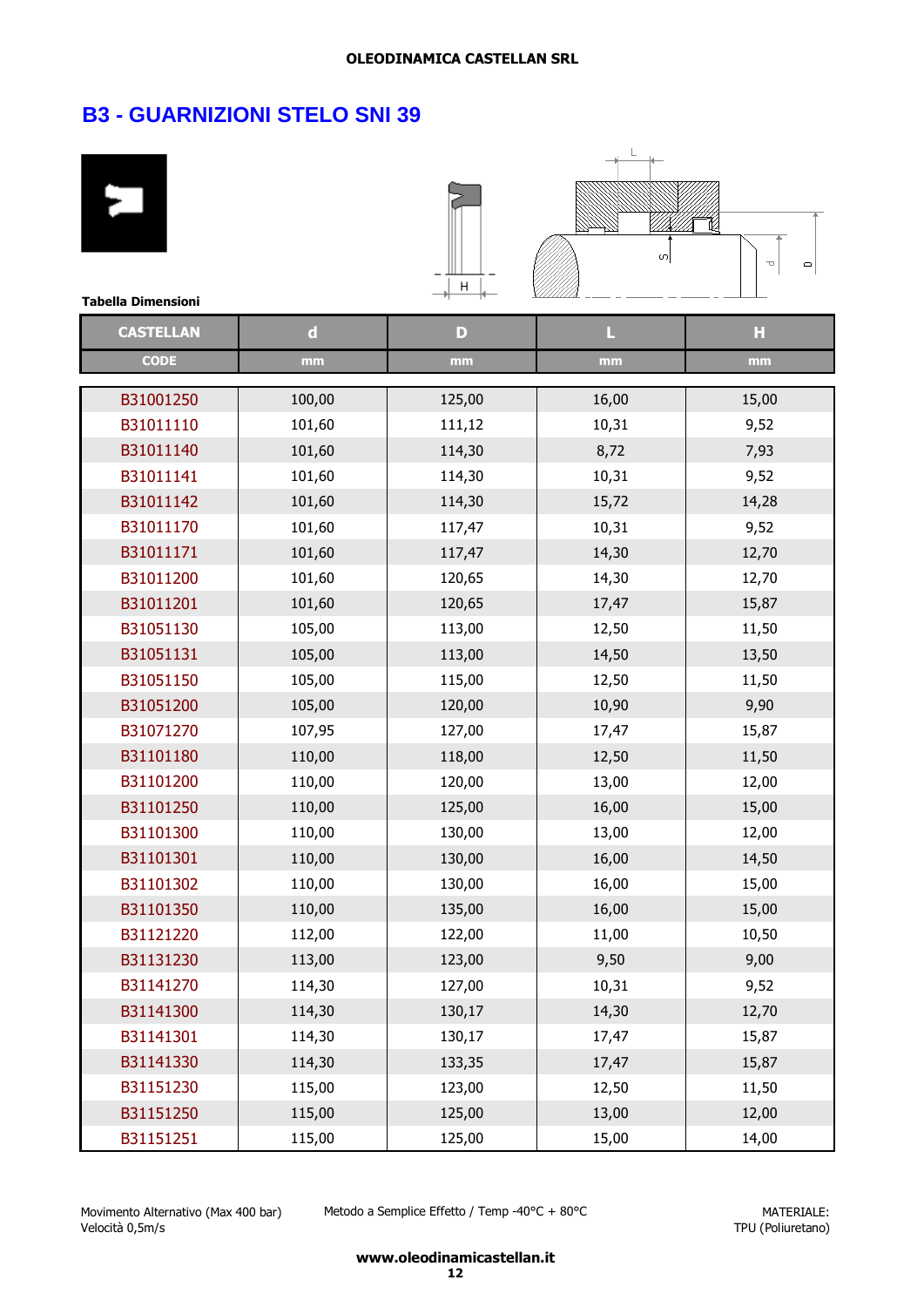# B3 - GUARNIZIONI STELO SNI 39

**Tabella Dimensioni**

| CASTELLAN | d | D | L | H |
|---|---|---|---|---|
| CODE | mm | mm | mm | mm |
| B31001250 | 100,00 | 125,00 | 16,00 | 15,00 |
| B31011110 | 101,60 | 111,12 | 10,31 | 9,52 |
| B31011140 | 101,60 | 114,30 | 8,72 | 7,93 |
| B31011141 | 101,60 | 114,30 | 10,31 | 9,52 |
| B31011142 | 101,60 | 114,30 | 15,72 | 14,28 |
| B31011170 | 101,60 | 117,47 | 10,31 | 9,52 |
| B31011171 | 101,60 | 117,47 | 14,30 | 12,70 |
| B31011200 | 101,60 | 120,65 | 14,30 | 12,70 |
| B31011201 | 101,60 | 120,65 | 17,47 | 15,87 |
| B31051130 | 105,00 | 113,00 | 12,50 | 11,50 |
| B31051131 | 105,00 | 113,00 | 14,50 | 13,50 |
| B31051150 | 105,00 | 115,00 | 12,50 | 11,50 |
| B31051200 | 105,00 | 120,00 | 10,90 | 9,90 |
| B31071270 | 107,95 | 127,00 | 17,47 | 15,87 |
| B31101180 | 110,00 | 118,00 | 12,50 | 11,50 |
| B31101200 | 110,00 | 120,00 | 13,00 | 12,00 |
| B31101250 | 110,00 | 125,00 | 16,00 | 15,00 |
| B31101300 | 110,00 | 130,00 | 13,00 | 12,00 |
| B31101301 | 110,00 | 130,00 | 16,00 | 14,50 |
| B31101302 | 110,00 | 130,00 | 16,00 | 15,00 |
| B31101350 | 110,00 | 135,00 | 16,00 | 15,00 |
| B31121220 | 112,00 | 122,00 | 11,00 | 10,50 |
| B31131230 | 113,00 | 123,00 | 9,50 | 9,00 |
| B31141270 | 114,30 | 127,00 | 10,31 | 9,52 |
| B31141300 | 114,30 | 130,17 | 14,30 | 12,70 |
| B31141301 | 114,30 | 130,17 | 17,47 | 15,87 |
| B31141330 | 114,30 | 133,35 | 17,47 | 15,87 |
| B31151230 | 115,00 | 123,00 | 12,50 | 11,50 |
| B31151250 | 115,00 | 125,00 | 13,00 | 12,00 |
| B31151251 | 115,00 | 125,00 | 15,00 | 14,00 |

Movimento Alternativo (Max 400 bar)
Velocità 0,5m/s

Metodo a Semplice Effetto / Temp -40°C + 80°C

MATERIALE:
TPU (Poliuretano)

**www.oleodinamicastellan.it**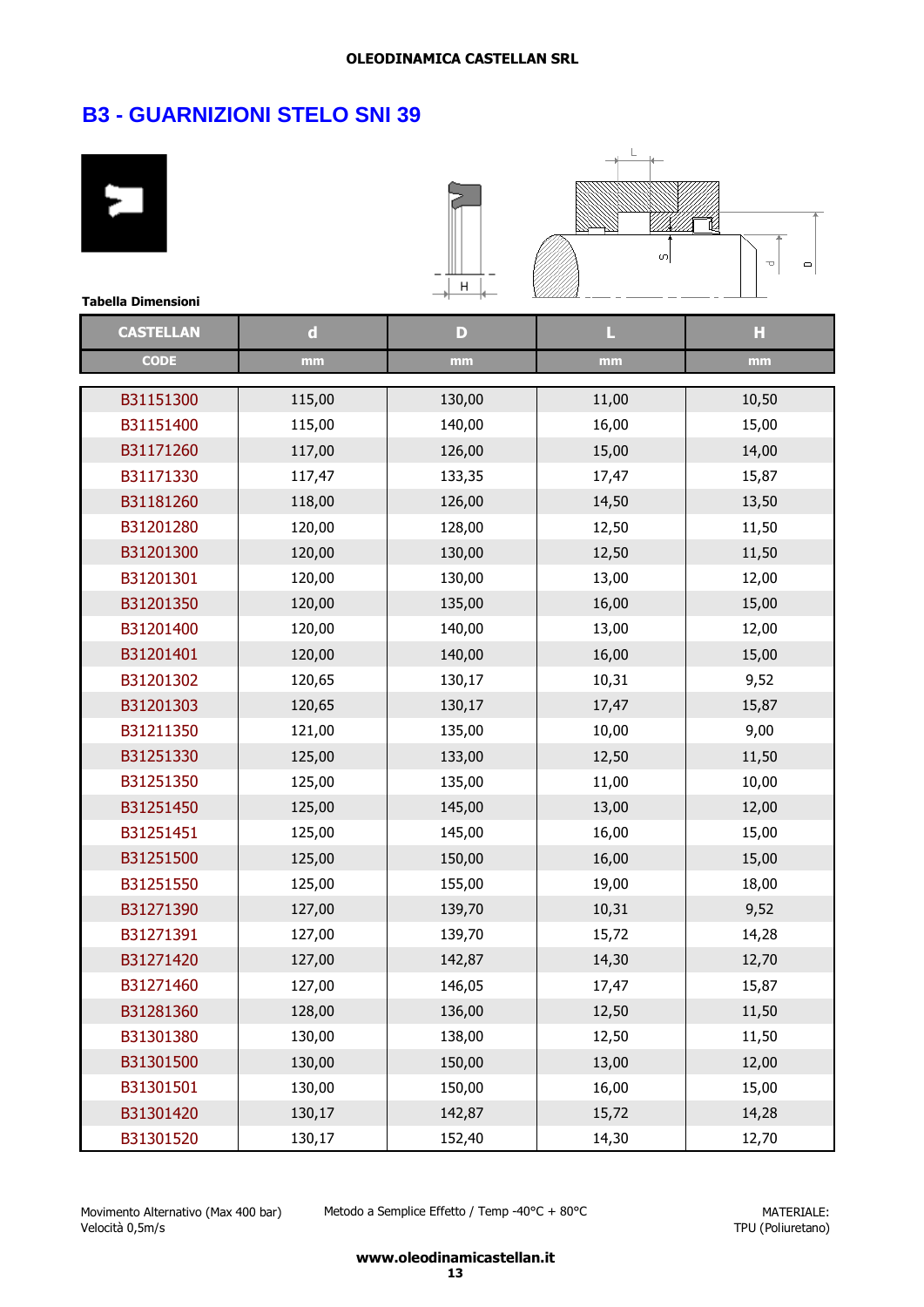## B3 - GUARNIZIONI STELO SNI 39

**Tabella Dimensioni**

| CASTELLAN | d | D | L | H |
|---|---|---|---|---|
| CODE | mm | mm | mm | mm |
| B31151300 | 115,00 | 130,00 | 11,00 | 10,50 |
| B31151400 | 115,00 | 140,00 | 16,00 | 15,00 |
| B31171260 | 117,00 | 126,00 | 15,00 | 14,00 |
| B31171330 | 117,47 | 133,35 | 17,47 | 15,87 |
| B31181260 | 118,00 | 126,00 | 14,50 | 13,50 |
| B31201280 | 120,00 | 128,00 | 12,50 | 11,50 |
| B31201300 | 120,00 | 130,00 | 12,50 | 11,50 |
| B31201301 | 120,00 | 130,00 | 13,00 | 12,00 |
| B31201350 | 120,00 | 135,00 | 16,00 | 15,00 |
| B31201400 | 120,00 | 140,00 | 13,00 | 12,00 |
| B31201401 | 120,00 | 140,00 | 16,00 | 15,00 |
| B31201302 | 120,65 | 130,17 | 10,31 | 9,52 |
| B31201303 | 120,65 | 130,17 | 17,47 | 15,87 |
| B31211350 | 121,00 | 135,00 | 10,00 | 9,00 |
| B31251330 | 125,00 | 133,00 | 12,50 | 11,50 |
| B31251350 | 125,00 | 135,00 | 11,00 | 10,00 |
| B31251450 | 125,00 | 145,00 | 13,00 | 12,00 |
| B31251451 | 125,00 | 145,00 | 16,00 | 15,00 |
| B31251500 | 125,00 | 150,00 | 16,00 | 15,00 |
| B31251550 | 125,00 | 155,00 | 19,00 | 18,00 |
| B31271390 | 127,00 | 139,70 | 10,31 | 9,52 |
| B31271391 | 127,00 | 139,70 | 15,72 | 14,28 |
| B31271420 | 127,00 | 142,87 | 14,30 | 12,70 |
| B31271460 | 127,00 | 146,05 | 17,47 | 15,87 |
| B31281360 | 128,00 | 136,00 | 12,50 | 11,50 |
| B31301380 | 130,00 | 138,00 | 12,50 | 11,50 |
| B31301500 | 130,00 | 150,00 | 13,00 | 12,00 |
| B31301501 | 130,00 | 150,00 | 16,00 | 15,00 |
| B31301420 | 130,17 | 142,87 | 15,72 | 14,28 |
| B31301520 | 130,17 | 152,40 | 14,30 | 12,70 |

Movimento Alternativo (Max 400 bar)
Velocità 0,5m/s

Metodo a Semplice Effetto / Temp -40°C + 80°C

MATERIALE:
TPU (Poliuretano)

**www.oleodinamicastellan.it**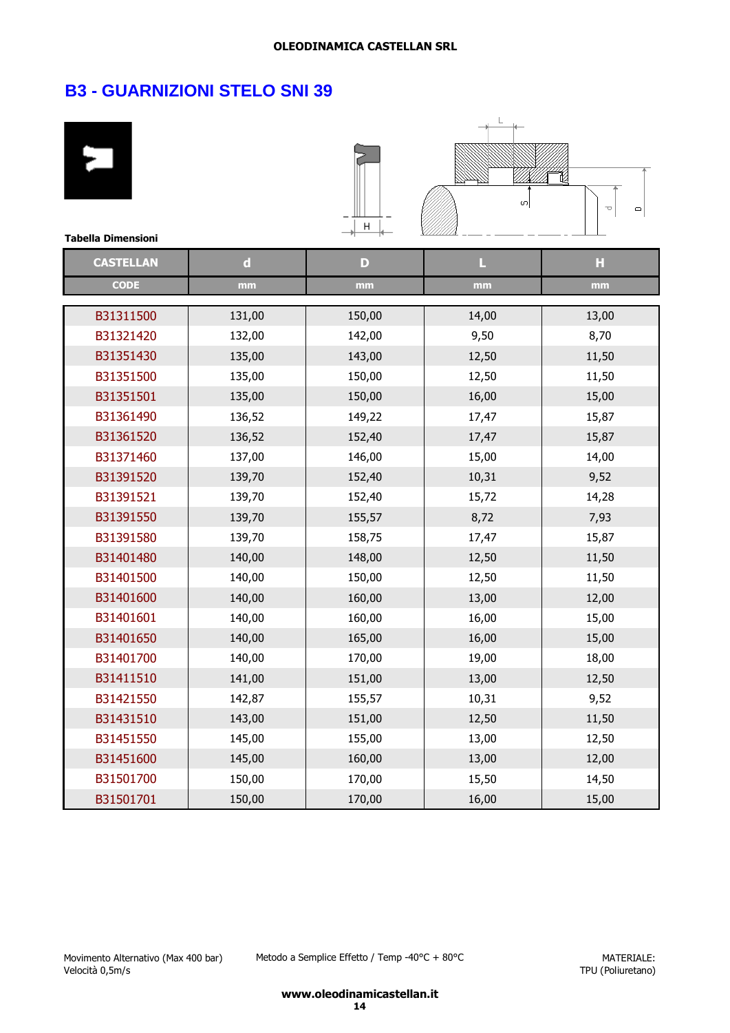## B3 - GUARNIZIONI STELO SNI 39

**Tabella Dimensioni**

| CASTELLAN | d | D | L | H |
|---|---|---|---|---|
| CODE | mm | mm | mm | mm |
| B31311500 | 131,00 | 150,00 | 14,00 | 13,00 |
| B31321420 | 132,00 | 142,00 | 9,50 | 8,70 |
| B31351430 | 135,00 | 143,00 | 12,50 | 11,50 |
| B31351500 | 135,00 | 150,00 | 12,50 | 11,50 |
| B31351501 | 135,00 | 150,00 | 16,00 | 15,00 |
| B31361490 | 136,52 | 149,22 | 17,47 | 15,87 |
| B31361520 | 136,52 | 152,40 | 17,47 | 15,87 |
| B31371460 | 137,00 | 146,00 | 15,00 | 14,00 |
| B31391520 | 139,70 | 152,40 | 10,31 | 9,52 |
| B31391521 | 139,70 | 152,40 | 15,72 | 14,28 |
| B31391550 | 139,70 | 155,57 | 8,72 | 7,93 |
| B31391580 | 139,70 | 158,75 | 17,47 | 15,87 |
| B31401480 | 140,00 | 148,00 | 12,50 | 11,50 |
| B31401500 | 140,00 | 150,00 | 12,50 | 11,50 |
| B31401600 | 140,00 | 160,00 | 13,00 | 12,00 |
| B31401601 | 140,00 | 160,00 | 16,00 | 15,00 |
| B31401650 | 140,00 | 165,00 | 16,00 | 15,00 |
| B31401700 | 140,00 | 170,00 | 19,00 | 18,00 |
| B31411510 | 141,00 | 151,00 | 13,00 | 12,50 |
| B31421550 | 142,87 | 155,57 | 10,31 | 9,52 |
| B31431510 | 143,00 | 151,00 | 12,50 | 11,50 |
| B31451550 | 145,00 | 155,00 | 13,00 | 12,50 |
| B31451600 | 145,00 | 160,00 | 13,00 | 12,00 |
| B31501700 | 150,00 | 170,00 | 15,50 | 14,50 |
| B31501701 | 150,00 | 170,00 | 16,00 | 15,00 |

Movimento Alternativo (Max 400 bar)
Velocità 0,5m/s

Metodo a Semplice Effetto / Temp -40°C + 80°C

MATERIALE:
TPU (Poliuretano)

**www.oleodinamicastellan.it**